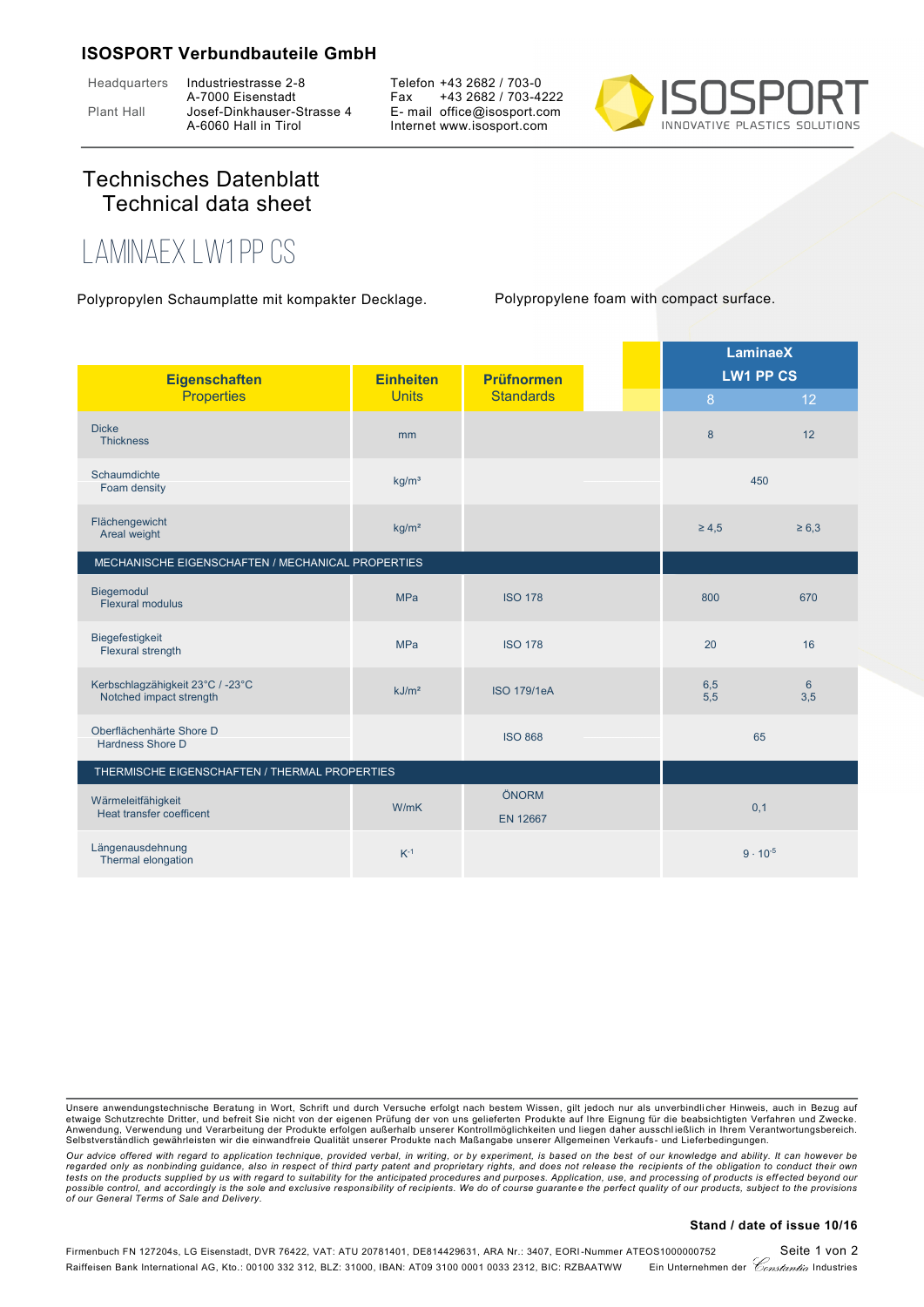**ISOSPORT Verbundbauteile GmbH**

Headquarters: Industriestrasse 2-8, A-7000 Eisenstadt
Plant Hall: Josef-Dinkhauser-Strasse 4, A-6060 Hall in Tirol

Telefon +43 2682 / 703-0
Fax +43 2682 / 703-4222
E- mail office@isosport.com
Internet www.isosport.com

ISOSPORT — INNOVATIVE PLASTICS SOLUTIONS

# Technisches Datenblatt
# Technical data sheet

## LAMINAEX LW1 PP CS

Polypropylen Schaumplatte mit kompakter Decklage.

Polypropylene foam with compact surface.

| Eigenschaften Properties | Einheiten Units | Prüfnormen Standards | LaminaeX LW1 PP CS 8 | LaminaeX LW1 PP CS 12 |
|---|---|---|---|---|
| Dicke Thickness | mm | | 8 | 12 |
| Schaumdichte Foam density | kg/m³ | | 450 | |
| Flächengewicht Areal weight | kg/m² | | ≥ 4,5 | ≥ 6,3 |
| **MECHANISCHE EIGENSCHAFTEN / MECHANICAL PROPERTIES** | | | | |
| Biegemodul Flexural modulus | MPa | ISO 178 | 800 | 670 |
| Biegefestigkeit Flexural strength | MPa | ISO 178 | 20 | 16 |
| Kerbschlagzähigkeit 23°C / -23°C Notched impact strength | kJ/m² | ISO 179/1eA | 6,5 / 5,5 | 6 / 3,5 |
| Oberflächenhärte Shore D Hardness Shore D | | ISO 868 | 65 | |
| **THERMISCHE EIGENSCHAFTEN / THERMAL PROPERTIES** | | | | |
| Wärmeleitfähigkeit Heat transfer coefficent | W/mK | ÖNORM EN 12667 | 0,1 | |
| Längenausdehnung Thermal elongation | $K^{-1}$ | | $9 \cdot 10^{-5}$ | |

Unsere anwendungstechnische Beratung in Wort, Schrift und durch Versuche erfolgt nach bestem Wissen, gilt jedoch nur als unverbindlicher Hinweis, auch in Bezug auf etwaige Schutzrechte Dritter, und befreit Sie nicht von der eigenen Prüfung der von uns gelieferten Produkte auf Ihre Eignung für die beabsichtigten Verfahren und Zwecke. Anwendung, Verwendung und Verarbeitung der Produkte erfolgen außerhalb unserer Kontrollmöglichkeiten und liegen daher ausschließlich in Ihrem Verantwortungsbereich. Selbstverständlich gewährleisten wir die einwandfreie Qualität unserer Produkte nach Maßangabe unserer Allgemeinen Verkaufs- und Lieferbedingungen.

*Our advice offered with regard to application technique, provided verbal, in writing, or by experiment, is based on the best of our knowledge and ability. It can however be regarded only as nonbinding guidance, also in respect of third party patent and proprietary rights, and does not release the recipients of the obligation to conduct their own tests on the products supplied by us with regard to suitability for the anticipated procedures and purposes. Application, use, and processing of products is effected beyond our possible control, and accordingly is the sole and exclusive responsibility of recipients. We do of course guarantee the perfect quality of our products, subject to the provisions of our General Terms of Sale and Delivery.*

**Stand / date of issue 10/16**

Firmenbuch FN 127204s, LG Eisenstadt, DVR 76422, VAT: ATU 20781401, DE814429631, ARA Nr.: 3407, EORI-Nummer ATEOS1000000752
Raiffeisen Bank International AG, Kto.: 00100 332 312, BLZ: 31000, IBAN: AT09 3100 0001 0033 2312, BIC: RZBAATWW — Ein Unternehmen der Constantia Industries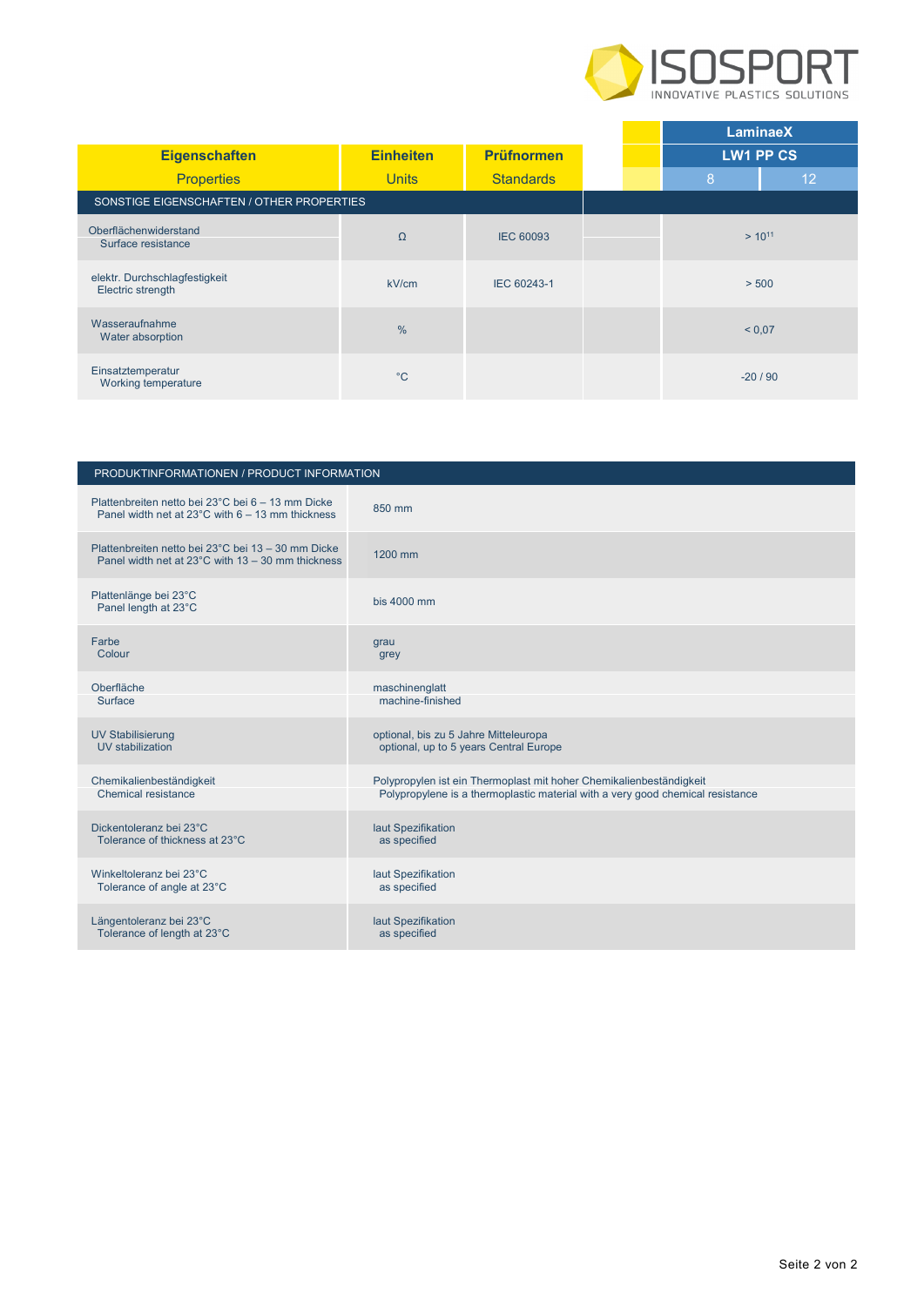| Eigenschaften<br>Properties | Einheiten<br>Units | Prüfnormen<br>Standards | | LaminaeX<br>LW1 PP CS<br>8 | 12 |
|---|---|---|---|---|---|
| **SONSTIGE EIGENSCHAFTEN / OTHER PROPERTIES** | | | | | |
| Oberflächenwiderstand<br>Surface resistance | Ω | IEC 60093 | | > $10^{11}$ | |
| elektr. Durchschlagfestigkeit<br>Electric strength | kV/cm | IEC 60243-1 | | > 500 | |
| Wasseraufnahme<br>Water absorption | % | | | < 0,07 | |
| Einsatztemperatur<br>Working temperature | °C | | | -20 / 90 | |

| PRODUKTINFORMATIONEN / PRODUCT INFORMATION | |
|---|---|
| Plattenbreiten netto bei 23°C bei 6 – 13 mm Dicke<br>Panel width net at 23°C with 6 – 13 mm thickness | 850 mm |
| Plattenbreiten netto bei 23°C bei 13 – 30 mm Dicke<br>Panel width net at 23°C with 13 – 30 mm thickness | 1200 mm |
| Plattenlänge bei 23°C<br>Panel length at 23°C | bis 4000 mm |
| Farbe<br>Colour | grau<br>grey |
| Oberfläche<br>Surface | maschinenglatt<br>machine-finished |
| UV Stabilisierung<br>UV stabilization | optional, bis zu 5 Jahre Mitteleuropa<br>optional, up to 5 years Central Europe |
| Chemikalienbeständigkeit<br>Chemical resistance | Polypropylen ist ein Thermoplast mit hoher Chemikalienbeständigkeit<br>Polypropylene is a thermoplastic material with a very good chemical resistance |
| Dickentoleranz bei 23°C<br>Tolerance of thickness at 23°C | laut Spezifikation<br>as specified |
| Winkeltoleranz bei 23°C<br>Tolerance of angle at 23°C | laut Spezifikation<br>as specified |
| Längentoleranz bei 23°C<br>Tolerance of length at 23°C | laut Spezifikation<br>as specified |